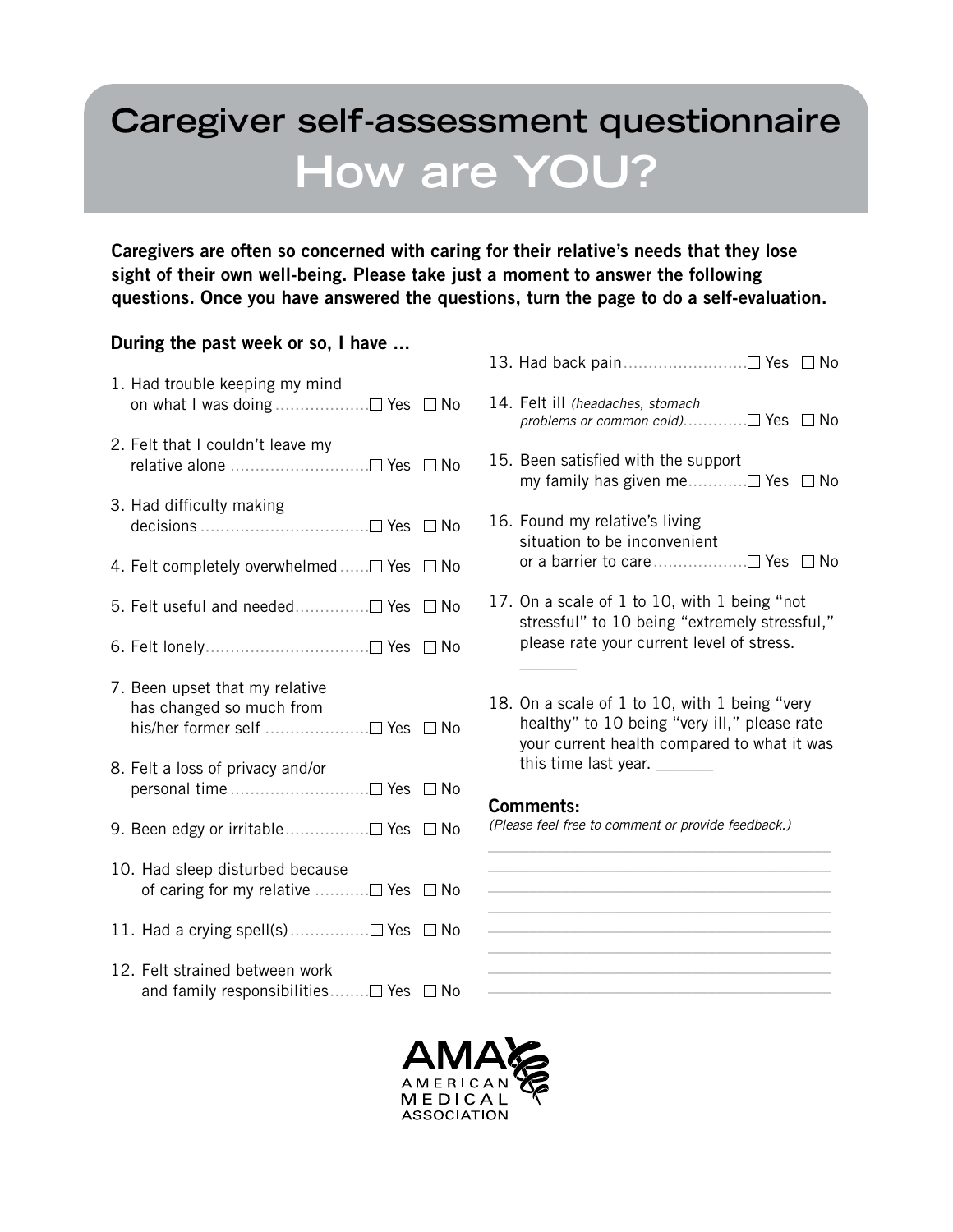# Caregiver self-assessment questionnaire

## How are YOU?

**Caregivers are often so concerned with caring for their relative's needs that they lose sight of their own well-being. Please take just a moment to answer the following questions. Once you have answered the questions, turn the page to do a self-evaluation.**

**During the past week or so, I have ...**

1. Had trouble keeping my mind on what I was doing ☐ Yes ☐ No
2. Felt that I couldn't leave my relative alone ☐ Yes ☐ No
3. Had difficulty making decisions ☐ Yes ☐ No
4. Felt completely overwhelmed ☐ Yes ☐ No
5. Felt useful and needed ☐ Yes ☐ No
6. Felt lonely ☐ Yes ☐ No
7. Been upset that my relative has changed so much from his/her former self ☐ Yes ☐ No
8. Felt a loss of privacy and/or personal time ☐ Yes ☐ No
9. Been edgy or irritable ☐ Yes ☐ No
10. Had sleep disturbed because of caring for my relative ☐ Yes ☐ No
11. Had a crying spell(s) ☐ Yes ☐ No
12. Felt strained between work and family responsibilities ☐ Yes ☐ No
13. Had back pain ☐ Yes ☐ No
14. Felt ill *(headaches, stomach problems or common cold)* ☐ Yes ☐ No
15. Been satisfied with the support my family has given me ☐ Yes ☐ No
16. Found my relative's living situation to be inconvenient or a barrier to care ☐ Yes ☐ No
17. On a scale of 1 to 10, with 1 being "not stressful" to 10 being "extremely stressful," please rate your current level of stress.

    ________

18. On a scale of 1 to 10, with 1 being "very healthy" to 10 being "very ill," please rate your current health compared to what it was this time last year. ________

**Comments:**

*(Please feel free to comment or provide feedback.)*

________________________________________

________________________________________

________________________________________

________________________________________

________________________________________

________________________________________

________________________________________

________________________________________

AMA AMERICAN MEDICAL ASSOCIATION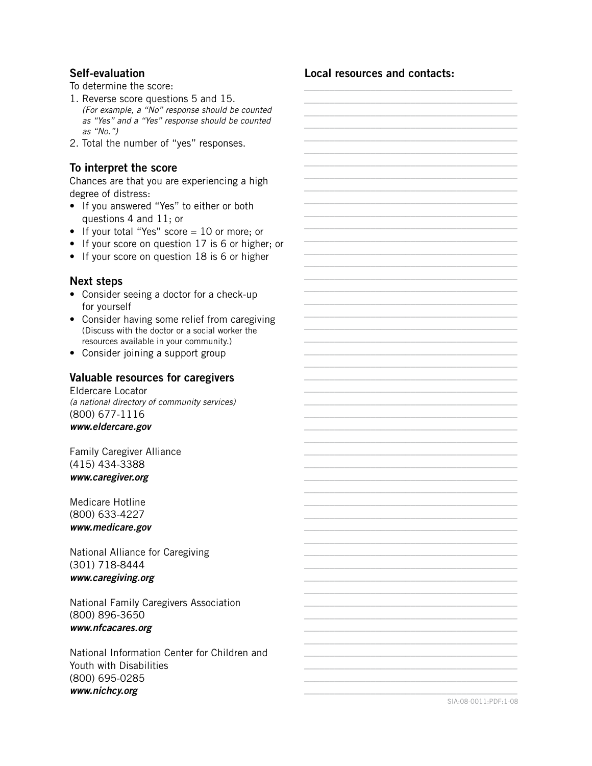## Self-evaluation

To determine the score:

1. Reverse score questions 5 and 15.
   *(For example, a "No" response should be counted as "Yes" and a "Yes" response should be counted as "No.")*
2. Total the number of "yes" responses.

## To interpret the score

Chances are that you are experiencing a high degree of distress:

- If you answered "Yes" to either or both questions 4 and 11; or
- If your total "Yes" score = 10 or more; or
- If your score on question 17 is 6 or higher; or
- If your score on question 18 is 6 or higher

## Next steps

- Consider seeing a doctor for a check-up for yourself
- Consider having some relief from caregiving (Discuss with the doctor or a social worker the resources available in your community.)
- Consider joining a support group

## Valuable resources for caregivers

Eldercare Locator
*(a national directory of community services)*
(800) 677-1116
***www.eldercare.gov***

Family Caregiver Alliance
(415) 434-3388
***www.caregiver.org***

Medicare Hotline
(800) 633-4227
***www.medicare.gov***

National Alliance for Caregiving
(301) 718-8444
***www.caregiving.org***

National Family Caregivers Association
(800) 896-3650
***www.nfcacares.org***

National Information Center for Children and Youth with Disabilities
(800) 695-0285
***www.nichcy.org***

## Local resources and contacts:

SIA:08-0011:PDF:1-08